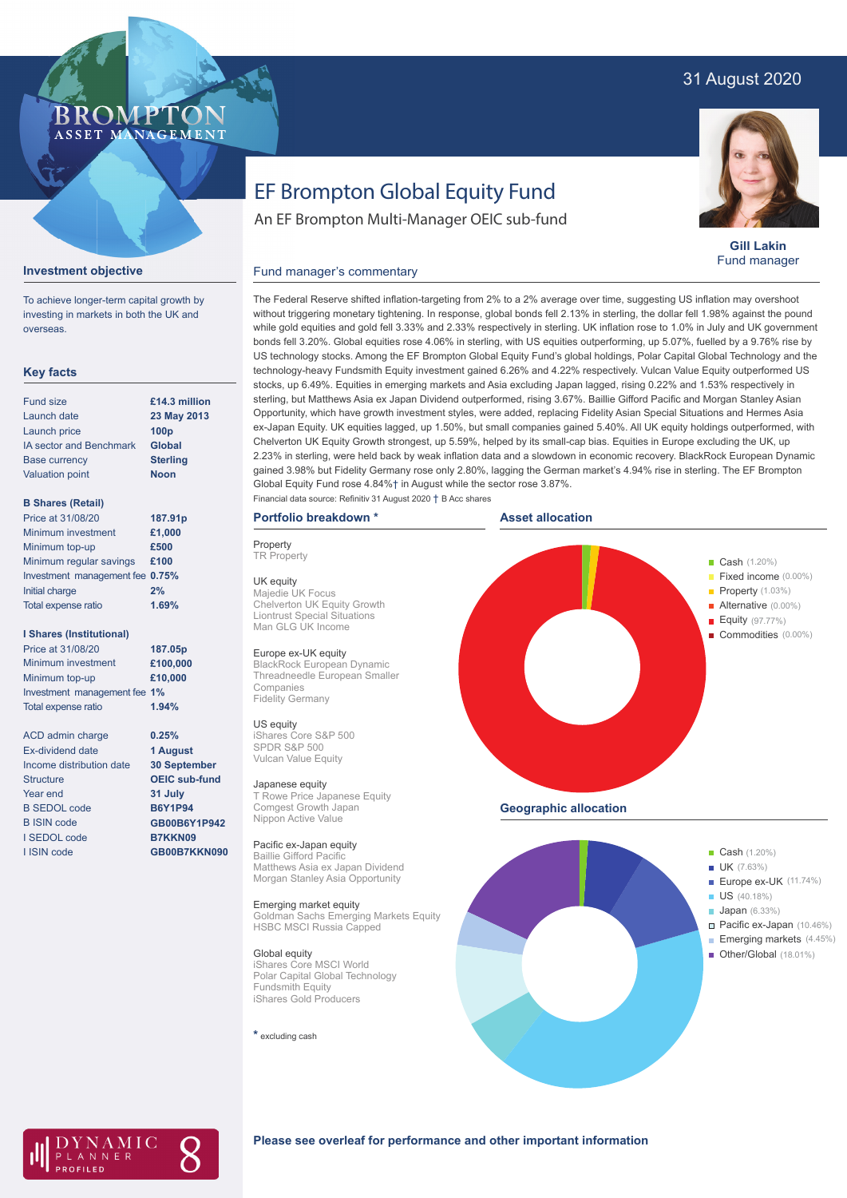31 August 2020

# EF Brompton Global Equity Fund

An EF Brompton Multi-Manager OEIC sub-fund

**Gill Lakin**
Fund manager

## Investment objective

To achieve longer-term capital growth by investing in markets in both the UK and overseas.

## Key facts

| | |
|---|---|
| Fund size | **£14.3 million** |
| Launch date | **23 May 2013** |
| Launch price | **100p** |
| IA sector and Benchmark | **Global** |
| Base currency | **Sterling** |
| Valuation point | **Noon** |

**B Shares (Retail)**

| | |
|---|---|
| Price at 31/08/20 | **187.91p** |
| Minimum investment | **£1,000** |
| Minimum top-up | **£500** |
| Minimum regular savings | **£100** |
| Investment management fee | **0.75%** |
| Initial charge | **2%** |
| Total expense ratio | **1.69%** |

**I Shares (Institutional)**

| | |
|---|---|
| Price at 31/08/20 | **187.05p** |
| Minimum investment | **£100,000** |
| Minimum top-up | **£10,000** |
| Investment management fee | **1%** |
| Total expense ratio | **1.94%** |

| | |
|---|---|
| ACD admin charge | **0.25%** |
| Ex-dividend date | **1 August** |
| Income distribution date | **30 September** |
| Structure | **OEIC sub-fund** |
| Year end | **31 July** |
| B SEDOL code | **B6Y1P94** |
| B ISIN code | **GB00B6Y1P942** |
| I SEDOL code | **B7KKN09** |
| I ISIN code | **GB00B7KKN090** |

## Fund manager's commentary

The Federal Reserve shifted inflation-targeting from 2% to a 2% average over time, suggesting US inflation may overshoot without triggering monetary tightening. In response, global bonds fell 2.13% in sterling, the dollar fell 1.98% against the pound while gold equities and gold fell 3.33% and 2.33% respectively in sterling. UK inflation rose to 1.0% in July and UK government bonds fell 3.20%. Global equities rose 4.06% in sterling, with US equities outperforming, up 5.07%, fuelled by a 9.76% rise by US technology stocks. Among the EF Brompton Global Equity Fund's global holdings, Polar Capital Global Technology and the technology-heavy Fundsmith Equity investment gained 6.26% and 4.22% respectively. Vulcan Value Equity outperformed US stocks, up 6.49%. Equities in emerging markets and Asia excluding Japan lagged, rising 0.22% and 1.53% respectively in sterling, but Matthews Asia ex Japan Dividend outperformed, rising 3.67%. Baillie Gifford Pacific and Morgan Stanley Asian Opportunity, which have growth investment styles, were added, replacing Fidelity Asian Special Situations and Hermes Asia ex-Japan Equity. UK equities lagged, up 1.50%, but small companies gained 5.40%. All UK equity holdings outperformed, with Chelverton UK Equity Growth strongest, up 5.59%, helped by its small-cap bias. Equities in Europe excluding the UK, up 2.23% in sterling, were held back by weak inflation data and a slowdown in economic recovery. BlackRock European Dynamic gained 3.98% but Fidelity Germany rose only 2.80%, lagging the German market's 4.94% rise in sterling. The EF Brompton Global Equity Fund rose 4.84%† in August while the sector rose 3.87%.

Financial data source: Refinitiv 31 August 2020 † B Acc shares

## Portfolio breakdown *

**Property**
TR Property

**UK equity**
Majedie UK Focus
Chelverton UK Equity Growth
Liontrust Special Situations
Man GLG UK Income

**Europe ex-UK equity**
BlackRock European Dynamic
Threadneedle European Smaller Companies
Fidelity Germany

**US equity**
iShares Core S&P 500
SPDR S&P 500
Vulcan Value Equity

**Japanese equity**
T Rowe Price Japanese Equity
Comgest Growth Japan
Nippon Active Value

**Pacific ex-Japan equity**
Baillie Gifford Pacific
Matthews Asia ex Japan Dividend
Morgan Stanley Asia Opportunity

**Emerging market equity**
Goldman Sachs Emerging Markets Equity
HSBC MSCI Russia Capped

**Global equity**
iShares Core MSCI World
Polar Capital Global Technology
Fundsmith Equity
iShares Gold Producers

* excluding cash

## Asset allocation

- Cash (1.20%)
- Fixed income (0.00%)
- Property (1.03%)
- Alternative (0.00%)
- Equity (97.77%)
- Commodities (0.00%)

## Geographic allocation

- Cash (1.20%)
- UK (7.63%)
- Europe ex-UK (11.74%)
- US (40.18%)
- Japan (6.33%)
- Pacific ex-Japan (10.46%)
- Emerging markets (4.45%)
- Other/Global (18.01%)

**Please see overleaf for performance and other important information**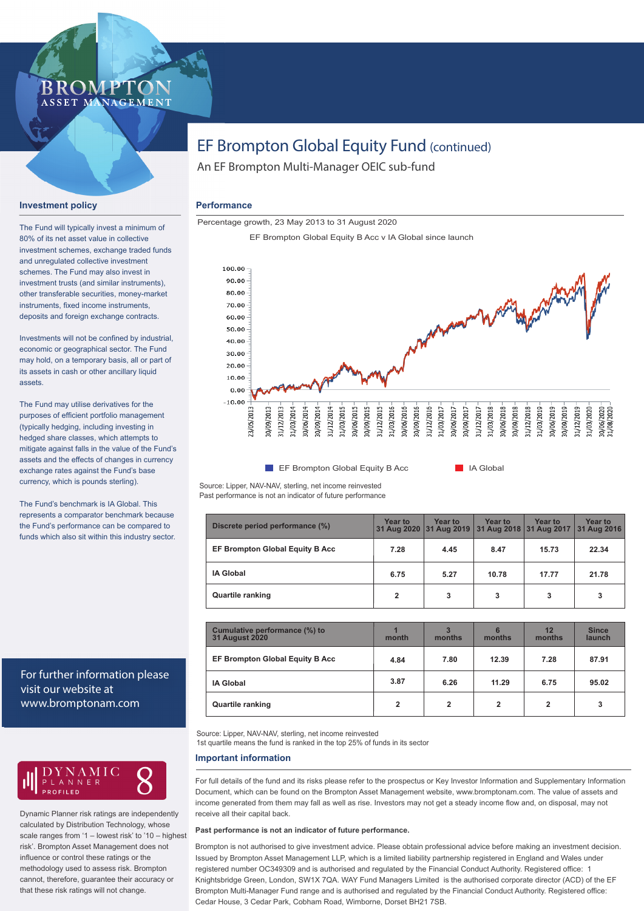BROMPTON
ASSET MANAGEMENT

# EF Brompton Global Equity Fund (continued)

An EF Brompton Multi-Manager OEIC sub-fund

## Investment policy

The Fund will typically invest a minimum of 80% of its net asset value in collective investment schemes, exchange traded funds and unregulated collective investment schemes. The Fund may also invest in investment trusts (and similar instruments), other transferable securities, money-market instruments, fixed income instruments, deposits and foreign exchange contracts.

Investments will not be confined by industrial, economic or geographical sector. The Fund may hold, on a temporary basis, all or part of its assets in cash or other ancillary liquid assets.

The Fund may utilise derivatives for the purposes of efficient portfolio management (typically hedging, including investing in hedged share classes, which attempts to mitigate against falls in the value of the Fund's assets and the effects of changes in currency exchange rates against the Fund's base currency, which is pounds sterling).

The Fund's benchmark is IA Global. This represents a comparator benchmark because the Fund's performance can be compared to funds which also sit within this industry sector.

For further information please visit our website at www.bromptonam.com

DYNAMIC PLANNER PROFILED 8

Dynamic Planner risk ratings are independently calculated by Distribution Technology, whose scale ranges from '1 – lowest risk' to '10 – highest risk'. Brompton Asset Management does not influence or control these ratings or the methodology used to assess risk. Brompton cannot, therefore, guarantee their accuracy or that these risk ratings will not change.

## Performance

Percentage growth, 23 May 2013 to 31 August 2020

EF Brompton Global Equity B Acc v IA Global since launch

100.00
90.00
80.00
70.00
60.00
50.00
40.00
30.00
20.00
10.00
0.00
-10.00

23/05/2013, 30/09/2013, 31/12/2013, 31/03/2014, 30/06/2014, 30/09/2014, 31/12/2014, 31/03/2015, 30/06/2015, 30/09/2015, 31/12/2015, 31/03/2016, 30/06/2016, 30/09/2016, 31/12/2016, 31/03/2017, 30/06/2017, 30/09/2017, 31/12/2017, 31/03/2018, 30/06/2018, 30/09/2018, 31/12/2018, 31/03/2019, 30/06/2019, 30/09/2019, 31/12/2019, 31/03/2020, 30/06/2020, 31/08/2020

EF Brompton Global Equity B Acc
IA Global

Source: Lipper, NAV-NAV, sterling, net income reinvested
Past performance is not an indicator of future performance

| Discrete period performance (%) | Year to 31 Aug 2020 | Year to 31 Aug 2019 | Year to 31 Aug 2018 | Year to 31 Aug 2017 | Year to 31 Aug 2016 |
|---|---|---|---|---|---|
| EF Brompton Global Equity B Acc | 7.28 | 4.45 | 8.47 | 15.73 | 22.34 |
| IA Global | 6.75 | 5.27 | 10.78 | 17.77 | 21.78 |
| Quartile ranking | 2 | 3 | 3 | 3 | 3 |

| Cumulative performance (%) to 31 August 2020 | 1 month | 3 months | 6 months | 12 months | Since launch |
|---|---|---|---|---|---|
| EF Brompton Global Equity B Acc | 4.84 | 7.80 | 12.39 | 7.28 | 87.91 |
| IA Global | 3.87 | 6.26 | 11.29 | 6.75 | 95.02 |
| Quartile ranking | 2 | 2 | 2 | 2 | 3 |

Source: Lipper, NAV-NAV, sterling, net income reinvested
1st quartile means the fund is ranked in the top 25% of funds in its sector

## Important information

For full details of the fund and its risks please refer to the prospectus or Key Investor Information and Supplementary Information Document, which can be found on the Brompton Asset Management website, www.bromptonam.com. The value of assets and income generated from them may fall as well as rise. Investors may not get a steady income flow and, on disposal, may not receive all their capital back.

**Past performance is not an indicator of future performance.**

Brompton is not authorised to give investment advice. Please obtain professional advice before making an investment decision. Issued by Brompton Asset Management LLP, which is a limited liability partnership registered in England and Wales under registered number OC349309 and is authorised and regulated by the Financial Conduct Authority. Registered office: 1 Knightsbridge Green, London, SW1X 7QA. WAY Fund Managers Limited is the authorised corporate director (ACD) of the EF Brompton Multi-Manager Fund range and is authorised and regulated by the Financial Conduct Authority. Registered office: Cedar House, 3 Cedar Park, Cobham Road, Wimborne, Dorset BH21 7SB.